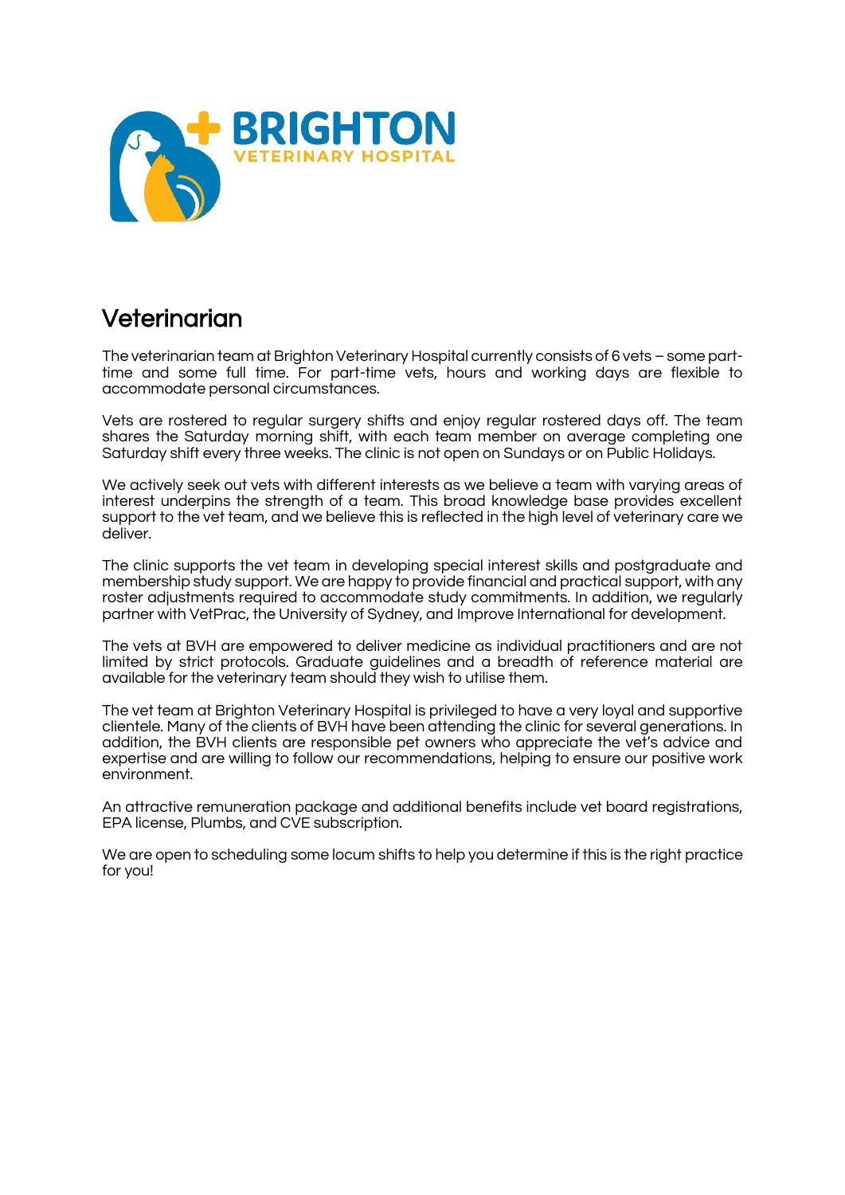BRIGHTON
VETERINARY HOSPITAL

# Veterinarian

The veterinarian team at Brighton Veterinary Hospital currently consists of 6 vets – some part-time and some full time. For part-time vets, hours and working days are flexible to accommodate personal circumstances.

Vets are rostered to regular surgery shifts and enjoy regular rostered days off. The team shares the Saturday morning shift, with each team member on average completing one Saturday shift every three weeks. The clinic is not open on Sundays or on Public Holidays.

We actively seek out vets with different interests as we believe a team with varying areas of interest underpins the strength of a team. This broad knowledge base provides excellent support to the vet team, and we believe this is reflected in the high level of veterinary care we deliver.

The clinic supports the vet team in developing special interest skills and postgraduate and membership study support. We are happy to provide financial and practical support, with any roster adjustments required to accommodate study commitments. In addition, we regularly partner with VetPrac, the University of Sydney, and Improve International for development.

The vets at BVH are empowered to deliver medicine as individual practitioners and are not limited by strict protocols. Graduate guidelines and a breadth of reference material are available for the veterinary team should they wish to utilise them.

The vet team at Brighton Veterinary Hospital is privileged to have a very loyal and supportive clientele. Many of the clients of BVH have been attending the clinic for several generations. In addition, the BVH clients are responsible pet owners who appreciate the vet's advice and expertise and are willing to follow our recommendations, helping to ensure our positive work environment.

An attractive remuneration package and additional benefits include vet board registrations, EPA license, Plumbs, and CVE subscription.

We are open to scheduling some locum shifts to help you determine if this is the right practice for you!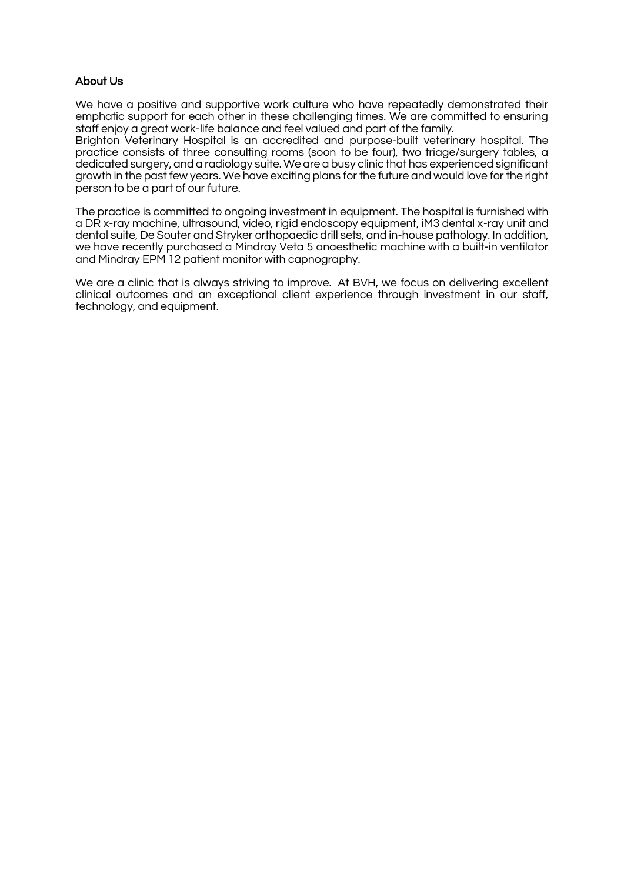## About Us

We have a positive and supportive work culture who have repeatedly demonstrated their emphatic support for each other in these challenging times. We are committed to ensuring staff enjoy a great work-life balance and feel valued and part of the family.
Brighton Veterinary Hospital is an accredited and purpose-built veterinary hospital. The practice consists of three consulting rooms (soon to be four), two triage/surgery tables, a dedicated surgery, and a radiology suite. We are a busy clinic that has experienced significant growth in the past few years. We have exciting plans for the future and would love for the right person to be a part of our future.

The practice is committed to ongoing investment in equipment. The hospital is furnished with a DR x-ray machine, ultrasound, video, rigid endoscopy equipment, iM3 dental x-ray unit and dental suite, De Souter and Stryker orthopaedic drill sets, and in-house pathology. In addition, we have recently purchased a Mindray Veta 5 anaesthetic machine with a built-in ventilator and Mindray EPM 12 patient monitor with capnography.

We are a clinic that is always striving to improve. At BVH, we focus on delivering excellent clinical outcomes and an exceptional client experience through investment in our staff, technology, and equipment.